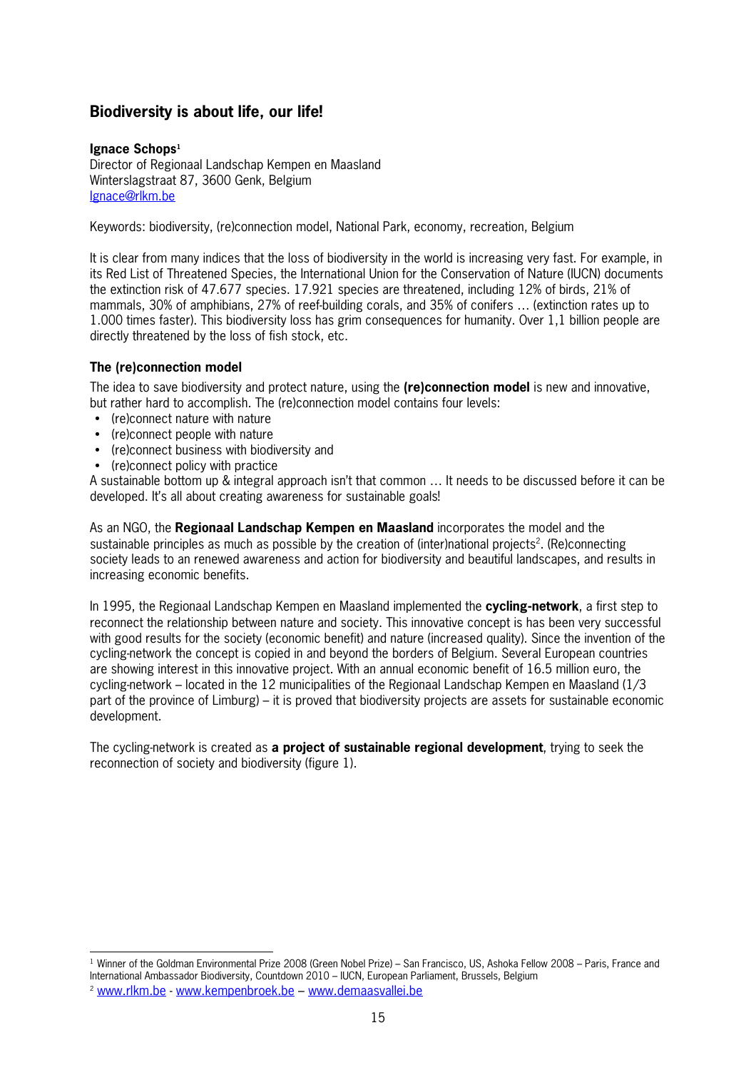## Biodiversity is about life, our life!

**Ignace Schops**[1]
Director of Regionaal Landschap Kempen en Maasland
Winterslagstraat 87, 3600 Genk, Belgium
Ignace@rlkm.be

Keywords: biodiversity, (re)connection model, National Park, economy, recreation, Belgium

It is clear from many indices that the loss of biodiversity in the world is increasing very fast. For example, in its Red List of Threatened Species, the International Union for the Conservation of Nature (IUCN) documents the extinction risk of 47.677 species. 17.921 species are threatened, including 12% of birds, 21% of mammals, 30% of amphibians, 27% of reef-building corals, and 35% of conifers … (extinction rates up to 1.000 times faster). This biodiversity loss has grim consequences for humanity. Over 1,1 billion people are directly threatened by the loss of fish stock, etc.

### The (re)connection model

The idea to save biodiversity and protect nature, using the **(re)connection model** is new and innovative, but rather hard to accomplish. The (re)connection model contains four levels:

- (re)connect nature with nature
- (re)connect people with nature
- (re)connect business with biodiversity and
- (re)connect policy with practice

A sustainable bottom up & integral approach isn't that common … It needs to be discussed before it can be developed. It's all about creating awareness for sustainable goals!

As an NGO, the **Regionaal Landschap Kempen en Maasland** incorporates the model and the sustainable principles as much as possible by the creation of (inter)national projects[2]. (Re)connecting society leads to an renewed awareness and action for biodiversity and beautiful landscapes, and results in increasing economic benefits.

In 1995, the Regionaal Landschap Kempen en Maasland implemented the **cycling-network**, a first step to reconnect the relationship between nature and society. This innovative concept is has been very successful with good results for the society (economic benefit) and nature (increased quality). Since the invention of the cycling-network the concept is copied in and beyond the borders of Belgium. Several European countries are showing interest in this innovative project. With an annual economic benefit of 16.5 million euro, the cycling-network – located in the 12 municipalities of the Regionaal Landschap Kempen en Maasland (1/3 part of the province of Limburg) – it is proved that biodiversity projects are assets for sustainable economic development.

The cycling-network is created as **a project of sustainable regional development**, trying to seek the reconnection of society and biodiversity (figure 1).

---

[1] Winner of the Goldman Environmental Prize 2008 (Green Nobel Prize) – San Francisco, US, Ashoka Fellow 2008 – Paris, France and International Ambassador Biodiversity, Countdown 2010 – IUCN, European Parliament, Brussels, Belgium

[2] www.rlkm.be - www.kempenbroek.be – www.demaasvallei.be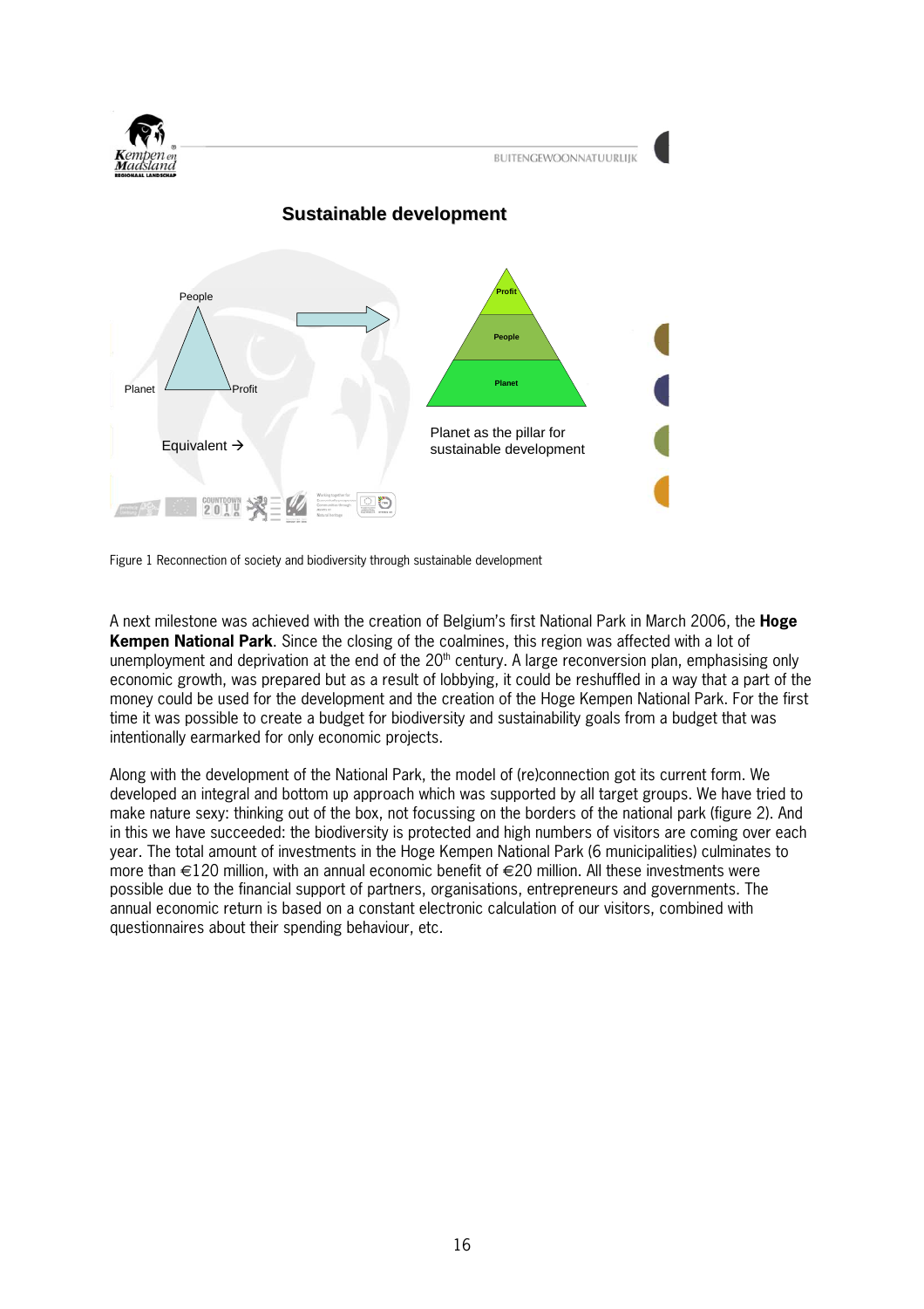Figure 1 Reconnection of society and biodiversity through sustainable development

A next milestone was achieved with the creation of Belgium's first National Park in March 2006, the **Hoge Kempen National Park**. Since the closing of the coalmines, this region was affected with a lot of unemployment and deprivation at the end of the 20th century. A large reconversion plan, emphasising only economic growth, was prepared but as a result of lobbying, it could be reshuffled in a way that a part of the money could be used for the development and the creation of the Hoge Kempen National Park. For the first time it was possible to create a budget for biodiversity and sustainability goals from a budget that was intentionally earmarked for only economic projects.

Along with the development of the National Park, the model of (re)connection got its current form. We developed an integral and bottom up approach which was supported by all target groups. We have tried to make nature sexy: thinking out of the box, not focussing on the borders of the national park (figure 2). And in this we have succeeded: the biodiversity is protected and high numbers of visitors are coming over each year. The total amount of investments in the Hoge Kempen National Park (6 municipalities) culminates to more than €120 million, with an annual economic benefit of €20 million. All these investments were possible due to the financial support of partners, organisations, entrepreneurs and governments. The annual economic return is based on a constant electronic calculation of our visitors, combined with questionnaires about their spending behaviour, etc.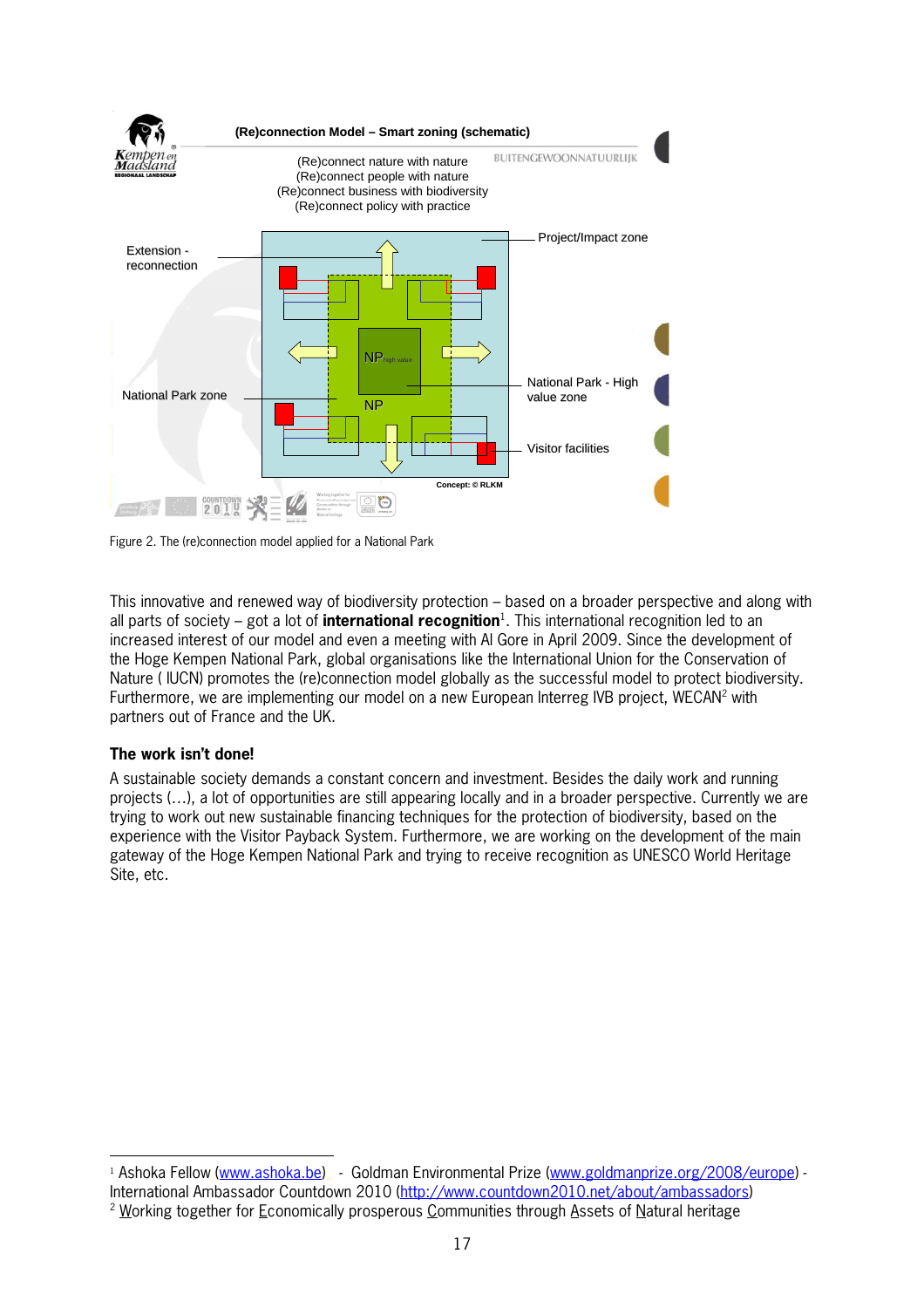(Re)connection Model – Smart zoning (schematic)

(Re)connect nature with nature
(Re)connect people with nature
(Re)connect business with biodiversity
(Re)connect policy with practice

Extension - reconnection
Project/Impact zone
NP high value
National Park - High value zone
National Park zone
NP
Visitor facilities
Concept: © RLKM

Figure 2. The (re)connection model applied for a National Park

This innovative and renewed way of biodiversity protection – based on a broader perspective and along with all parts of society – got a lot of **international recognition**[1]. This international recognition led to an increased interest of our model and even a meeting with Al Gore in April 2009. Since the development of the Hoge Kempen National Park, global organisations like the International Union for the Conservation of Nature ( IUCN) promotes the (re)connection model globally as the successful model to protect biodiversity. Furthermore, we are implementing our model on a new European Interreg IVB project, WECAN[2] with partners out of France and the UK.

**The work isn't done!**

A sustainable society demands a constant concern and investment. Besides the daily work and running projects (…), a lot of opportunities are still appearing locally and in a broader perspective. Currently we are trying to work out new sustainable financing techniques for the protection of biodiversity, based on the experience with the Visitor Payback System. Furthermore, we are working on the development of the main gateway of the Hoge Kempen National Park and trying to receive recognition as UNESCO World Heritage Site, etc.

---

[1] Ashoka Fellow (www.ashoka.be) - Goldman Environmental Prize (www.goldmanprize.org/2008/europe) - International Ambassador Countdown 2010 (http://www.countdown2010.net/about/ambassadors)

[2] Working together for Economically prosperous Communities through Assets of Natural heritage